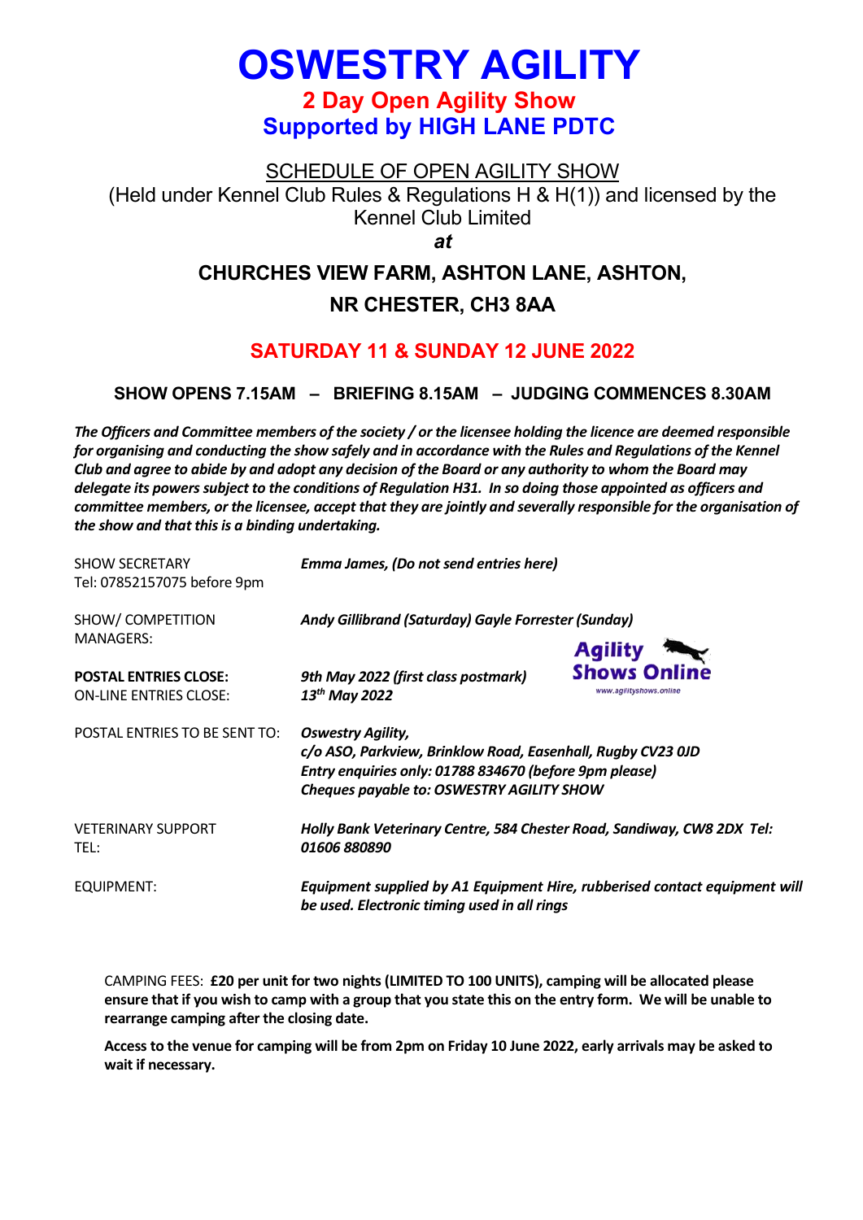# OSWESTRY AGILITY

## 2 Day Open Agility Show
## Supported by HIGH LANE PDTC

SCHEDULE OF OPEN AGILITY SHOW

(Held under Kennel Club Rules & Regulations H & H(1)) and licensed by the Kennel Club Limited

***at***

**CHURCHES VIEW FARM, ASHTON LANE, ASHTON, NR CHESTER, CH3 8AA**

**SATURDAY 11 & SUNDAY 12 JUNE 2022**

**SHOW OPENS 7.15AM – BRIEFING 8.15AM – JUDGING COMMENCES 8.30AM**

***The Officers and Committee members of the society / or the licensee holding the licence are deemed responsible for organising and conducting the show safely and in accordance with the Rules and Regulations of the Kennel Club and agree to abide by and adopt any decision of the Board or any authority to whom the Board may delegate its powers subject to the conditions of Regulation H31. In so doing those appointed as officers and committee members, or the licensee, accept that they are jointly and severally responsible for the organisation of the show and that this is a binding undertaking.***

SHOW SECRETARY
Tel: 07852157075 before 9pm — ***Emma James, (Do not send entries here)***

SHOW/ COMPETITION MANAGERS: ***Andy Gillibrand (Saturday) Gayle Forrester (Sunday)***

Agility Shows Online
www.agilityshows.online

**POSTAL ENTRIES CLOSE:** ***9th May 2022 (first class postmark)***

ON-LINE ENTRIES CLOSE: ***13th May 2022***

POSTAL ENTRIES TO BE SENT TO: ***Oswestry Agility,***
***c/o ASO, Parkview, Brinklow Road, Easenhall, Rugby CV23 0JD***
***Entry enquiries only: 01788 834670 (before 9pm please)***
***Cheques payable to: OSWESTRY AGILITY SHOW***

VETERINARY SUPPORT TEL: ***Holly Bank Veterinary Centre, 584 Chester Road, Sandiway, CW8 2DX Tel: 01606 880890***

EQUIPMENT: ***Equipment supplied by A1 Equipment Hire, rubberised contact equipment will be used. Electronic timing used in all rings***

CAMPING FEES: **£20 per unit for two nights (LIMITED TO 100 UNITS), camping will be allocated please ensure that if you wish to camp with a group that you state this on the entry form. We will be unable to rearrange camping after the closing date.**

**Access to the venue for camping will be from 2pm on Friday 10 June 2022, early arrivals may be asked to wait if necessary.**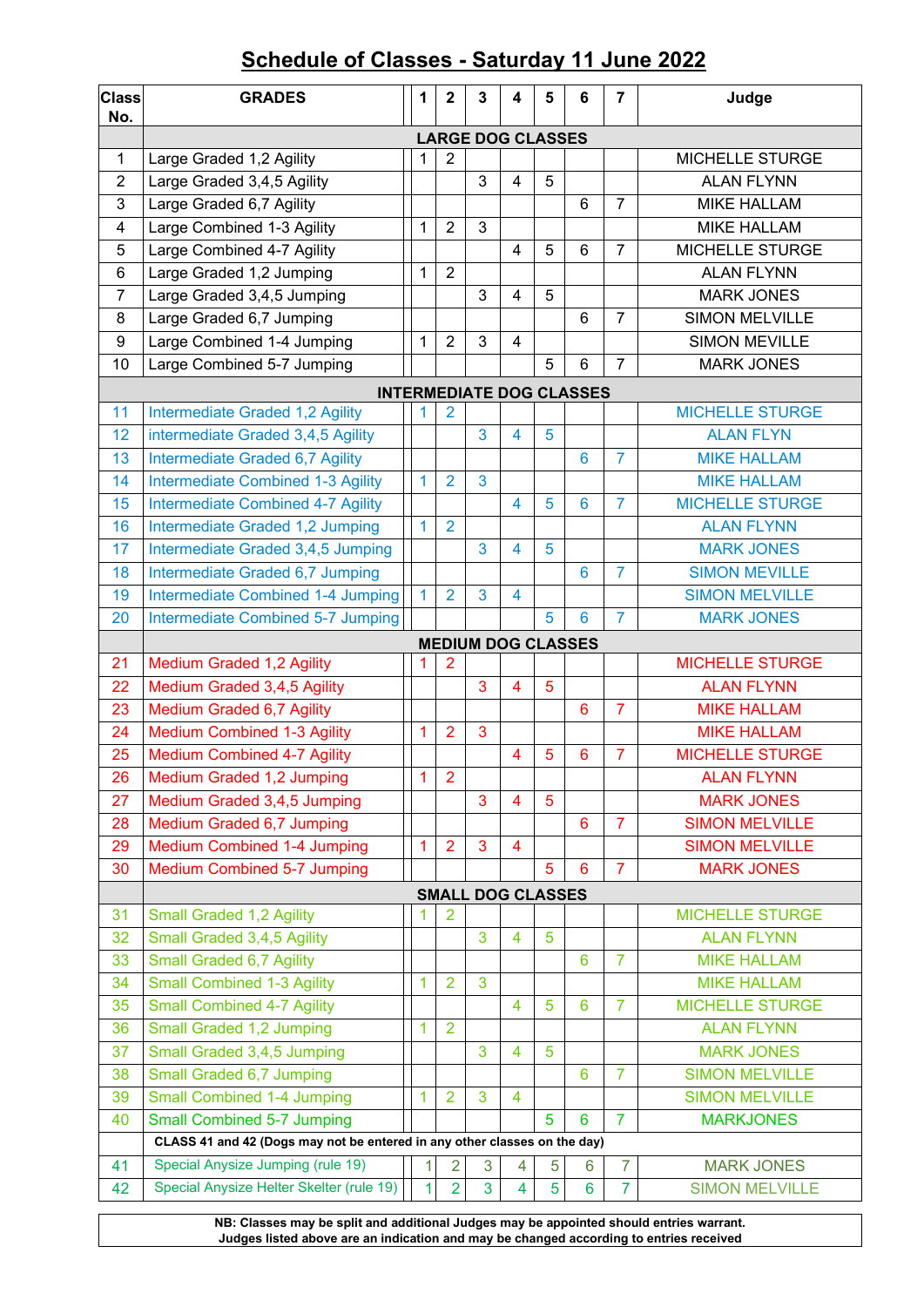# Schedule of Classes - Saturday 11 June 2022

| Class No. | GRADES | 1 | 2 | 3 | 4 | 5 | 6 | 7 | Judge |
|---|---|---|---|---|---|---|---|---|---|
| | **LARGE DOG CLASSES** | | | | | | | | |
| 1 | Large Graded 1,2 Agility | 1 | 2 | | | | | | MICHELLE STURGE |
| 2 | Large Graded 3,4,5 Agility | | | 3 | 4 | 5 | | | ALAN FLYNN |
| 3 | Large Graded 6,7 Agility | | | | | | 6 | 7 | MIKE HALLAM |
| 4 | Large Combined 1-3 Agility | 1 | 2 | 3 | | | | | MIKE HALLAM |
| 5 | Large Combined 4-7 Agility | | | | 4 | 5 | 6 | 7 | MICHELLE STURGE |
| 6 | Large Graded 1,2 Jumping | 1 | 2 | | | | | | ALAN FLYNN |
| 7 | Large Graded 3,4,5 Jumping | | | 3 | 4 | 5 | | | MARK JONES |
| 8 | Large Graded 6,7 Jumping | | | | | | 6 | 7 | SIMON MELVILLE |
| 9 | Large Combined 1-4 Jumping | 1 | 2 | 3 | 4 | | | | SIMON MEVILLE |
| 10 | Large Combined 5-7 Jumping | | | | | 5 | 6 | 7 | MARK JONES |
| | **INTERMEDIATE DOG CLASSES** | | | | | | | | |
| 11 | Intermediate Graded 1,2 Agility | 1 | 2 | | | | | | MICHELLE STURGE |
| 12 | intermediate Graded 3,4,5 Agility | | | 3 | 4 | 5 | | | ALAN FLYN |
| 13 | Intermediate Graded 6,7 Agility | | | | | | 6 | 7 | MIKE HALLAM |
| 14 | Intermediate Combined 1-3 Agility | 1 | 2 | 3 | | | | | MIKE HALLAM |
| 15 | Intermediate Combined 4-7 Agility | | | | 4 | 5 | 6 | 7 | MICHELLE STURGE |
| 16 | Intermediate Graded 1,2 Jumping | 1 | 2 | | | | | | ALAN FLYNN |
| 17 | Intermediate Graded 3,4,5 Jumping | | | 3 | 4 | 5 | | | MARK JONES |
| 18 | Intermediate Graded 6,7 Jumping | | | | | | 6 | 7 | SIMON MEVILLE |
| 19 | Intermediate Combined 1-4 Jumping | 1 | 2 | 3 | 4 | | | | SIMON MELVILLE |
| 20 | Intermediate Combined 5-7 Jumping | | | | | 5 | 6 | 7 | MARK JONES |
| | **MEDIUM DOG CLASSES** | | | | | | | | |
| 21 | Medium Graded 1,2 Agility | 1 | 2 | | | | | | MICHELLE STURGE |
| 22 | Medium Graded 3,4,5 Agility | | | 3 | 4 | 5 | | | ALAN FLYNN |
| 23 | Medium Graded 6,7 Agility | | | | | | 6 | 7 | MIKE HALLAM |
| 24 | Medium Combined 1-3 Agility | 1 | 2 | 3 | | | | | MIKE HALLAM |
| 25 | Medium Combined 4-7 Agility | | | | 4 | 5 | 6 | 7 | MICHELLE STURGE |
| 26 | Medium Graded 1,2 Jumping | 1 | 2 | | | | | | ALAN FLYNN |
| 27 | Medium Graded 3,4,5 Jumping | | | 3 | 4 | 5 | | | MARK JONES |
| 28 | Medium Graded 6,7 Jumping | | | | | | 6 | 7 | SIMON MELVILLE |
| 29 | Medium Combined 1-4 Jumping | 1 | 2 | 3 | 4 | | | | SIMON MELVILLE |
| 30 | Medium Combined 5-7 Jumping | | | | | 5 | 6 | 7 | MARK JONES |
| | **SMALL DOG CLASSES** | | | | | | | | |
| 31 | Small Graded 1,2 Agility | 1 | 2 | | | | | | MICHELLE STURGE |
| 32 | Small Graded 3,4,5 Agility | | | 3 | 4 | 5 | | | ALAN FLYNN |
| 33 | Small Graded 6,7 Agility | | | | | | 6 | 7 | MIKE HALLAM |
| 34 | Small Combined 1-3 Agility | 1 | 2 | 3 | | | | | MIKE HALLAM |
| 35 | Small Combined 4-7 Agility | | | | 4 | 5 | 6 | 7 | MICHELLE STURGE |
| 36 | Small Graded 1,2 Jumping | 1 | 2 | | | | | | ALAN FLYNN |
| 37 | Small Graded 3,4,5 Jumping | | | 3 | 4 | 5 | | | MARK JONES |
| 38 | Small Graded 6,7 Jumping | | | | | | 6 | 7 | SIMON MELVILLE |
| 39 | Small Combined 1-4 Jumping | 1 | 2 | 3 | 4 | | | | SIMON MELVILLE |
| 40 | Small Combined 5-7 Jumping | | | | | 5 | 6 | 7 | MARKJONES |
| | **CLASS 41 and 42 (Dogs may not be entered in any other classes on the day)** | | | | | | | | |
| 41 | Special Anysize Jumping (rule 19) | 1 | 2 | 3 | 4 | 5 | 6 | 7 | MARK JONES |
| 42 | Special Anysize Helter Skelter (rule 19) | 1 | 2 | 3 | 4 | 5 | 6 | 7 | SIMON MELVILLE |

**NB: Classes may be split and additional Judges may be appointed should entries warrant.**
**Judges listed above are an indication and may be changed according to entries received**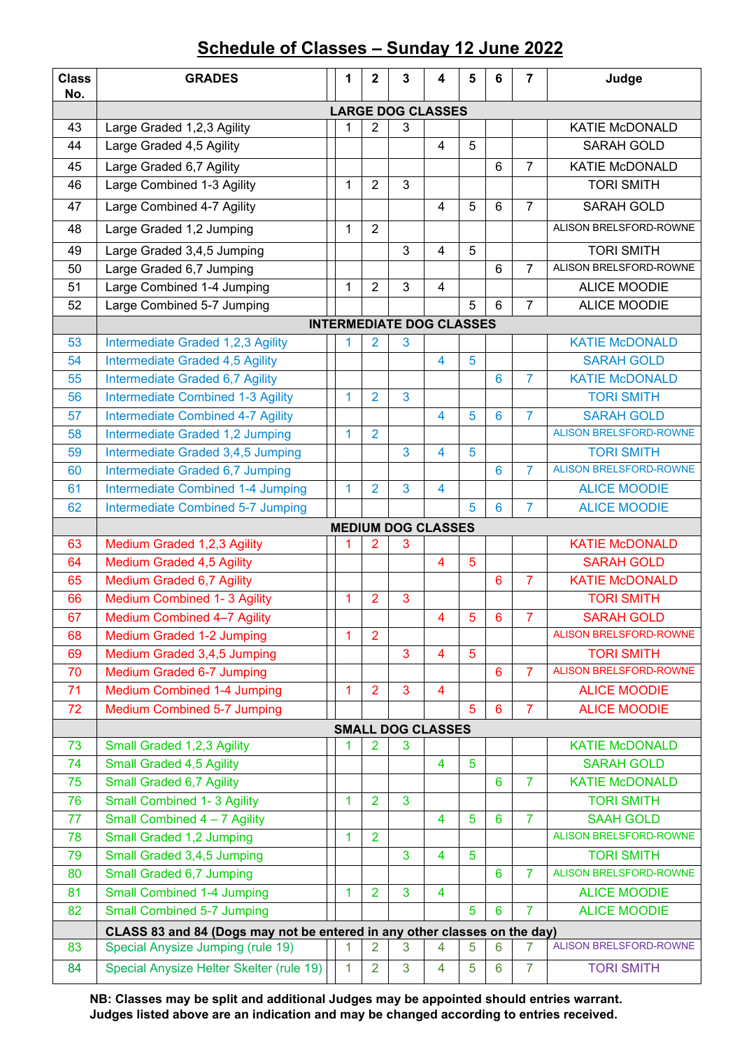# Schedule of Classes – Sunday 12 June 2022

| Class No. | GRADES | 1 | 2 | 3 | 4 | 5 | 6 | 7 | Judge |
|---|---|---|---|---|---|---|---|---|---|
| | **LARGE DOG CLASSES** | | | | | | | | |
| 43 | Large Graded 1,2,3 Agility | 1 | 2 | 3 | | | | | KATIE McDONALD |
| 44 | Large Graded 4,5 Agility | | | | 4 | 5 | | | SARAH GOLD |
| 45 | Large Graded 6,7 Agility | | | | | | 6 | 7 | KATIE McDONALD |
| 46 | Large Combined 1-3 Agility | 1 | 2 | 3 | | | | | TORI SMITH |
| 47 | Large Combined 4-7 Agility | | | | 4 | 5 | 6 | 7 | SARAH GOLD |
| 48 | Large Graded 1,2 Jumping | 1 | 2 | | | | | | ALISON BRELSFORD-ROWNE |
| 49 | Large Graded 3,4,5 Jumping | | | 3 | 4 | 5 | | | TORI SMITH |
| 50 | Large Graded 6,7 Jumping | | | | | | 6 | 7 | ALISON BRELSFORD-ROWNE |
| 51 | Large Combined 1-4 Jumping | 1 | 2 | 3 | 4 | | | | ALICE MOODIE |
| 52 | Large Combined 5-7 Jumping | | | | | 5 | 6 | 7 | ALICE MOODIE |
| | **INTERMEDIATE DOG CLASSES** | | | | | | | | |
| 53 | Intermediate Graded 1,2,3 Agility | 1 | 2 | 3 | | | | | KATIE McDONALD |
| 54 | Intermediate Graded 4,5 Agility | | | | 4 | 5 | | | SARAH GOLD |
| 55 | Intermediate Graded 6,7 Agility | | | | | | 6 | 7 | KATIE McDONALD |
| 56 | Intermediate Combined 1-3 Agility | 1 | 2 | 3 | | | | | TORI SMITH |
| 57 | Intermediate Combined 4-7 Agility | | | | 4 | 5 | 6 | 7 | SARAH GOLD |
| 58 | Intermediate Graded 1,2 Jumping | 1 | 2 | | | | | | ALISON BRELSFORD-ROWNE |
| 59 | Intermediate Graded 3,4,5 Jumping | | | 3 | 4 | 5 | | | TORI SMITH |
| 60 | Intermediate Graded 6,7 Jumping | | | | | | 6 | 7 | ALISON BRELSFORD-ROWNE |
| 61 | Intermediate Combined 1-4 Jumping | 1 | 2 | 3 | 4 | | | | ALICE MOODIE |
| 62 | Intermediate Combined 5-7 Jumping | | | | | 5 | 6 | 7 | ALICE MOODIE |
| | **MEDIUM DOG CLASSES** | | | | | | | | |
| 63 | Medium Graded 1,2,3 Agility | 1 | 2 | 3 | | | | | KATIE McDONALD |
| 64 | Medium Graded 4,5 Agility | | | | 4 | 5 | | | SARAH GOLD |
| 65 | Medium Graded 6,7 Agility | | | | | | 6 | 7 | KATIE McDONALD |
| 66 | Medium Combined 1- 3 Agility | 1 | 2 | 3 | | | | | TORI SMITH |
| 67 | Medium Combined 4–7 Agility | | | | 4 | 5 | 6 | 7 | SARAH GOLD |
| 68 | Medium Graded 1-2 Jumping | 1 | 2 | | | | | | ALISON BRELSFORD-ROWNE |
| 69 | Medium Graded 3,4,5 Jumping | | | 3 | 4 | 5 | | | TORI SMITH |
| 70 | Medium Graded 6-7 Jumping | | | | | | 6 | 7 | ALISON BRELSFORD-ROWNE |
| 71 | Medium Combined 1-4 Jumping | 1 | 2 | 3 | 4 | | | | ALICE MOODIE |
| 72 | Medium Combined 5-7 Jumping | | | | | 5 | 6 | 7 | ALICE MOODIE |
| | **SMALL DOG CLASSES** | | | | | | | | |
| 73 | Small Graded 1,2,3 Agility | 1 | 2 | 3 | | | | | KATIE McDONALD |
| 74 | Small Graded 4,5 Agility | | | | 4 | 5 | | | SARAH GOLD |
| 75 | Small Graded 6,7 Agility | | | | | | 6 | 7 | KATIE McDONALD |
| 76 | Small Combined 1- 3 Agility | 1 | 2 | 3 | | | | | TORI SMITH |
| 77 | Small Combined 4 – 7 Agility | | | | 4 | 5 | 6 | 7 | SAAH GOLD |
| 78 | Small Graded 1,2 Jumping | 1 | 2 | | | | | | ALISON BRELSFORD-ROWNE |
| 79 | Small Graded 3,4,5 Jumping | | | 3 | 4 | 5 | | | TORI SMITH |
| 80 | Small Graded 6,7 Jumping | | | | | | 6 | 7 | ALISON BRELSFORD-ROWNE |
| 81 | Small Combined 1-4 Jumping | 1 | 2 | 3 | 4 | | | | ALICE MOODIE |
| 82 | Small Combined 5-7 Jumping | | | | | 5 | 6 | 7 | ALICE MOODIE |
| | **CLASS 83 and 84 (Dogs may not be entered in any other classes on the day)** | | | | | | | | |
| 83 | Special Anysize Jumping (rule 19) | 1 | 2 | 3 | 4 | 5 | 6 | 7 | ALISON BRELSFORD-ROWNE |
| 84 | Special Anysize Helter Skelter (rule 19) | 1 | 2 | 3 | 4 | 5 | 6 | 7 | TORI SMITH |

**NB: Classes may be split and additional Judges may be appointed should entries warrant.**
**Judges listed above are an indication and may be changed according to entries received.**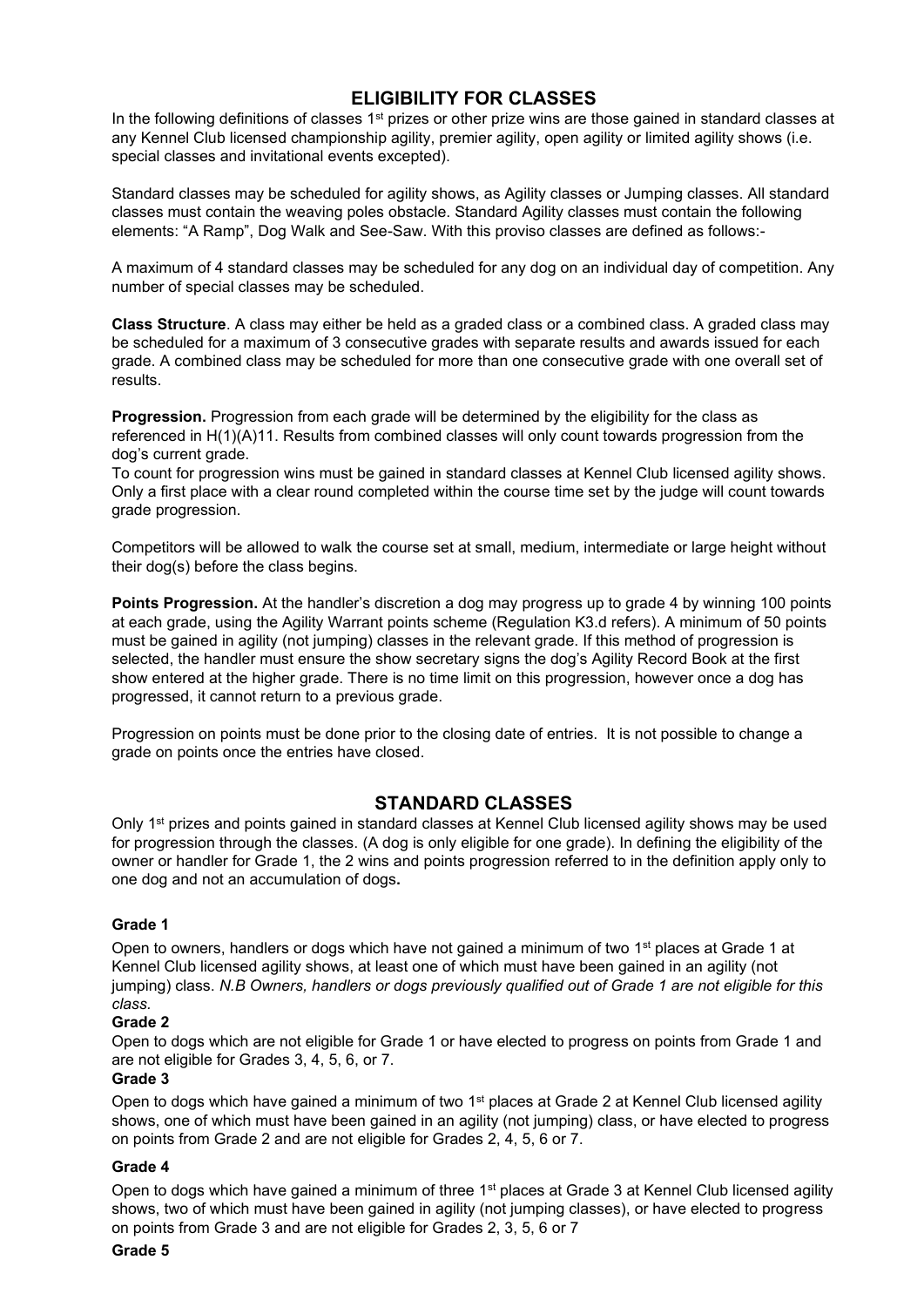## ELIGIBILITY FOR CLASSES

In the following definitions of classes 1st prizes or other prize wins are those gained in standard classes at any Kennel Club licensed championship agility, premier agility, open agility or limited agility shows (i.e. special classes and invitational events excepted).

Standard classes may be scheduled for agility shows, as Agility classes or Jumping classes. All standard classes must contain the weaving poles obstacle. Standard Agility classes must contain the following elements: "A Ramp", Dog Walk and See-Saw. With this proviso classes are defined as follows:-

A maximum of 4 standard classes may be scheduled for any dog on an individual day of competition. Any number of special classes may be scheduled.

**Class Structure**. A class may either be held as a graded class or a combined class. A graded class may be scheduled for a maximum of 3 consecutive grades with separate results and awards issued for each grade. A combined class may be scheduled for more than one consecutive grade with one overall set of results.

**Progression.** Progression from each grade will be determined by the eligibility for the class as referenced in H(1)(A)11. Results from combined classes will only count towards progression from the dog's current grade.

To count for progression wins must be gained in standard classes at Kennel Club licensed agility shows. Only a first place with a clear round completed within the course time set by the judge will count towards grade progression.

Competitors will be allowed to walk the course set at small, medium, intermediate or large height without their dog(s) before the class begins.

**Points Progression.** At the handler's discretion a dog may progress up to grade 4 by winning 100 points at each grade, using the Agility Warrant points scheme (Regulation K3.d refers). A minimum of 50 points must be gained in agility (not jumping) classes in the relevant grade. If this method of progression is selected, the handler must ensure the show secretary signs the dog's Agility Record Book at the first show entered at the higher grade. There is no time limit on this progression, however once a dog has progressed, it cannot return to a previous grade.

Progression on points must be done prior to the closing date of entries. It is not possible to change a grade on points once the entries have closed.

## STANDARD CLASSES

Only 1st prizes and points gained in standard classes at Kennel Club licensed agility shows may be used for progression through the classes. (A dog is only eligible for one grade). In defining the eligibility of the owner or handler for Grade 1, the 2 wins and points progression referred to in the definition apply only to one dog and not an accumulation of dogs**.**

### Grade 1

Open to owners, handlers or dogs which have not gained a minimum of two 1st places at Grade 1 at Kennel Club licensed agility shows, at least one of which must have been gained in an agility (not jumping) class. *N.B Owners, handlers or dogs previously qualified out of Grade 1 are not eligible for this class.*

### Grade 2

Open to dogs which are not eligible for Grade 1 or have elected to progress on points from Grade 1 and are not eligible for Grades 3, 4, 5, 6, or 7.

### Grade 3

Open to dogs which have gained a minimum of two 1st places at Grade 2 at Kennel Club licensed agility shows, one of which must have been gained in an agility (not jumping) class, or have elected to progress on points from Grade 2 and are not eligible for Grades 2, 4, 5, 6 or 7.

### Grade 4

Open to dogs which have gained a minimum of three 1st places at Grade 3 at Kennel Club licensed agility shows, two of which must have been gained in agility (not jumping classes), or have elected to progress on points from Grade 3 and are not eligible for Grades 2, 3, 5, 6 or 7

### Grade 5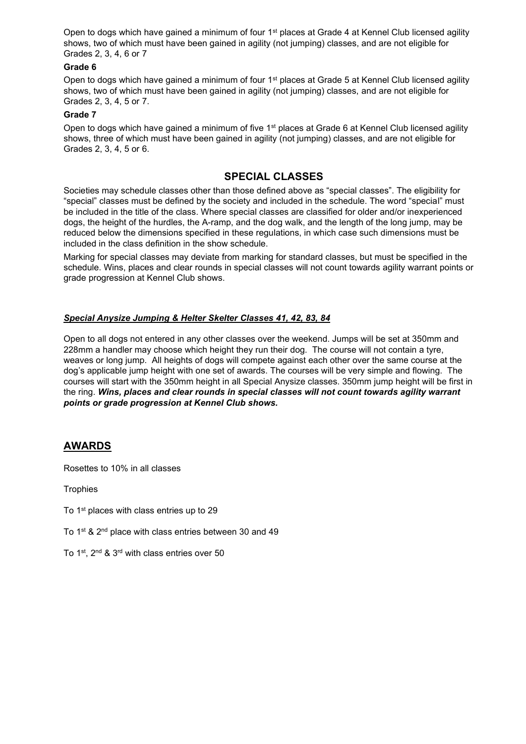Open to dogs which have gained a minimum of four 1st places at Grade 4 at Kennel Club licensed agility shows, two of which must have been gained in agility (not jumping) classes, and are not eligible for Grades 2, 3, 4, 6 or 7

**Grade 6**

Open to dogs which have gained a minimum of four 1st places at Grade 5 at Kennel Club licensed agility shows, two of which must have been gained in agility (not jumping) classes, and are not eligible for Grades 2, 3, 4, 5 or 7.

**Grade 7**

Open to dogs which have gained a minimum of five 1st places at Grade 6 at Kennel Club licensed agility shows, three of which must have been gained in agility (not jumping) classes, and are not eligible for Grades 2, 3, 4, 5 or 6.

## SPECIAL CLASSES

Societies may schedule classes other than those defined above as "special classes". The eligibility for "special" classes must be defined by the society and included in the schedule. The word "special" must be included in the title of the class. Where special classes are classified for older and/or inexperienced dogs, the height of the hurdles, the A-ramp, and the dog walk, and the length of the long jump, may be reduced below the dimensions specified in these regulations, in which case such dimensions must be included in the class definition in the show schedule.

Marking for special classes may deviate from marking for standard classes, but must be specified in the schedule. Wins, places and clear rounds in special classes will not count towards agility warrant points or grade progression at Kennel Club shows.

***Special Anysize Jumping & Helter Skelter Classes 41, 42, 83, 84***

Open to all dogs not entered in any other classes over the weekend. Jumps will be set at 350mm and 228mm a handler may choose which height they run their dog. The course will not contain a tyre, weaves or long jump. All heights of dogs will compete against each other over the same course at the dog's applicable jump height with one set of awards. The courses will be very simple and flowing. The courses will start with the 350mm height in all Special Anysize classes. 350mm jump height will be first in the ring. ***Wins, places and clear rounds in special classes will not count towards agility warrant points or grade progression at Kennel Club shows.***

## AWARDS

Rosettes to 10% in all classes

Trophies

To 1st places with class entries up to 29

To 1st & 2nd place with class entries between 30 and 49

To 1st, 2nd & 3rd with class entries over 50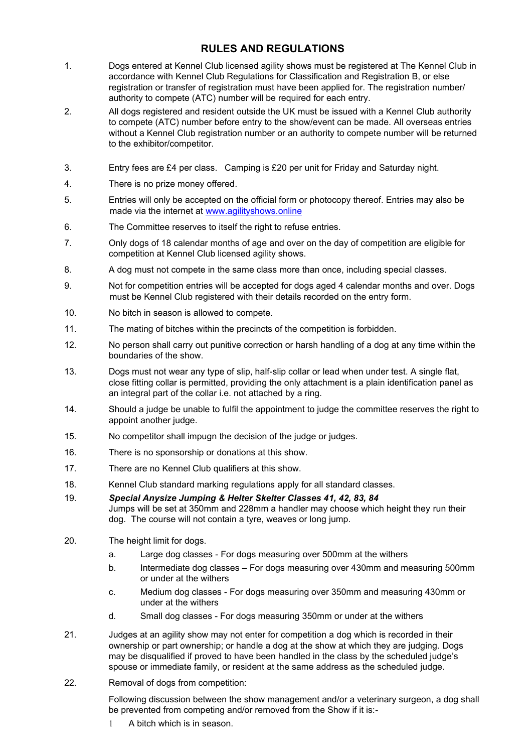## RULES AND REGULATIONS

1. Dogs entered at Kennel Club licensed agility shows must be registered at The Kennel Club in accordance with Kennel Club Regulations for Classification and Registration B, or else registration or transfer of registration must have been applied for. The registration number/ authority to compete (ATC) number will be required for each entry.

2. All dogs registered and resident outside the UK must be issued with a Kennel Club authority to compete (ATC) number before entry to the show/event can be made. All overseas entries without a Kennel Club registration number or an authority to compete number will be returned to the exhibitor/competitor.

3. Entry fees are £4 per class. Camping is £20 per unit for Friday and Saturday night.

4. There is no prize money offered.

5. Entries will only be accepted on the official form or photocopy thereof. Entries may also be made via the internet at [www.agilityshows.online](www.agilityshows.online)

6. The Committee reserves to itself the right to refuse entries.

7. Only dogs of 18 calendar months of age and over on the day of competition are eligible for competition at Kennel Club licensed agility shows.

8. A dog must not compete in the same class more than once, including special classes.

9. Not for competition entries will be accepted for dogs aged 4 calendar months and over. Dogs must be Kennel Club registered with their details recorded on the entry form.

10. No bitch in season is allowed to compete.

11. The mating of bitches within the precincts of the competition is forbidden.

12. No person shall carry out punitive correction or harsh handling of a dog at any time within the boundaries of the show.

13. Dogs must not wear any type of slip, half-slip collar or lead when under test. A single flat, close fitting collar is permitted, providing the only attachment is a plain identification panel as an integral part of the collar i.e. not attached by a ring.

14. Should a judge be unable to fulfil the appointment to judge the committee reserves the right to appoint another judge.

15. No competitor shall impugn the decision of the judge or judges.

16. There is no sponsorship or donations at this show.

17. There are no Kennel Club qualifiers at this show.

18. Kennel Club standard marking regulations apply for all standard classes.

19. ***Special Anysize Jumping & Helter Skelter Classes 41, 42, 83, 84***
    Jumps will be set at 350mm and 228mm a handler may choose which height they run their dog. The course will not contain a tyre, weaves or long jump.

20. The height limit for dogs.
    a. Large dog classes - For dogs measuring over 500mm at the withers
    b. Intermediate dog classes – For dogs measuring over 430mm and measuring 500mm or under at the withers
    c. Medium dog classes - For dogs measuring over 350mm and measuring 430mm or under at the withers
    d. Small dog classes - For dogs measuring 350mm or under at the withers

21. Judges at an agility show may not enter for competition a dog which is recorded in their ownership or part ownership; or handle a dog at the show at which they are judging. Dogs may be disqualified if proved to have been handled in the class by the scheduled judge's spouse or immediate family, or resident at the same address as the scheduled judge.

22. Removal of dogs from competition:

    Following discussion between the show management and/or a veterinary surgeon, a dog shall be prevented from competing and/or removed from the Show if it is:-

    1 A bitch which is in season.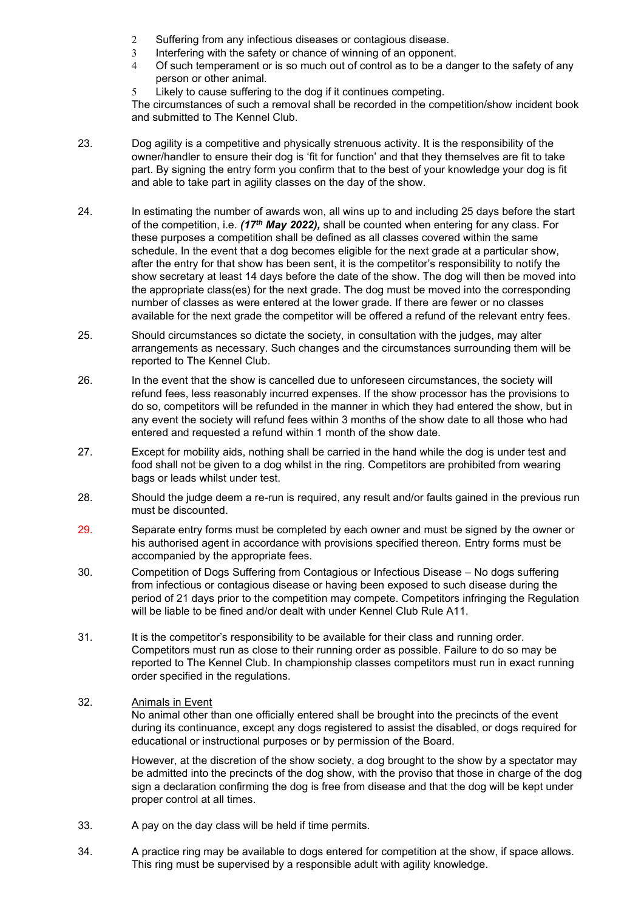2. Suffering from any infectious diseases or contagious disease.
3. Interfering with the safety or chance of winning of an opponent.
4. Of such temperament or is so much out of control as to be a danger to the safety of any person or other animal.
5. Likely to cause suffering to the dog if it continues competing.

The circumstances of such a removal shall be recorded in the competition/show incident book and submitted to The Kennel Club.

23. Dog agility is a competitive and physically strenuous activity. It is the responsibility of the owner/handler to ensure their dog is 'fit for function' and that they themselves are fit to take part. By signing the entry form you confirm that to the best of your knowledge your dog is fit and able to take part in agility classes on the day of the show.

24. In estimating the number of awards won, all wins up to and including 25 days before the start of the competition, i.e. ***(17th May 2022),*** shall be counted when entering for any class. For these purposes a competition shall be defined as all classes covered within the same schedule. In the event that a dog becomes eligible for the next grade at a particular show, after the entry for that show has been sent, it is the competitor's responsibility to notify the show secretary at least 14 days before the date of the show. The dog will then be moved into the appropriate class(es) for the next grade. The dog must be moved into the corresponding number of classes as were entered at the lower grade. If there are fewer or no classes available for the next grade the competitor will be offered a refund of the relevant entry fees.

25. Should circumstances so dictate the society, in consultation with the judges, may alter arrangements as necessary. Such changes and the circumstances surrounding them will be reported to The Kennel Club.

26. In the event that the show is cancelled due to unforeseen circumstances, the society will refund fees, less reasonably incurred expenses. If the show processor has the provisions to do so, competitors will be refunded in the manner in which they had entered the show, but in any event the society will refund fees within 3 months of the show date to all those who had entered and requested a refund within 1 month of the show date.

27. Except for mobility aids, nothing shall be carried in the hand while the dog is under test and food shall not be given to a dog whilst in the ring. Competitors are prohibited from wearing bags or leads whilst under test.

28. Should the judge deem a re-run is required, any result and/or faults gained in the previous run must be discounted.

29. Separate entry forms must be completed by each owner and must be signed by the owner or his authorised agent in accordance with provisions specified thereon. Entry forms must be accompanied by the appropriate fees.

30. Competition of Dogs Suffering from Contagious or Infectious Disease – No dogs suffering from infectious or contagious disease or having been exposed to such disease during the period of 21 days prior to the competition may compete. Competitors infringing the Regulation will be liable to be fined and/or dealt with under Kennel Club Rule A11.

31. It is the competitor's responsibility to be available for their class and running order. Competitors must run as close to their running order as possible. Failure to do so may be reported to The Kennel Club. In championship classes competitors must run in exact running order specified in the regulations.

32. Animals in Event

No animal other than one officially entered shall be brought into the precincts of the event during its continuance, except any dogs registered to assist the disabled, or dogs required for educational or instructional purposes or by permission of the Board.

However, at the discretion of the show society, a dog brought to the show by a spectator may be admitted into the precincts of the dog show, with the proviso that those in charge of the dog sign a declaration confirming the dog is free from disease and that the dog will be kept under proper control at all times.

33. A pay on the day class will be held if time permits.

34. A practice ring may be available to dogs entered for competition at the show, if space allows. This ring must be supervised by a responsible adult with agility knowledge.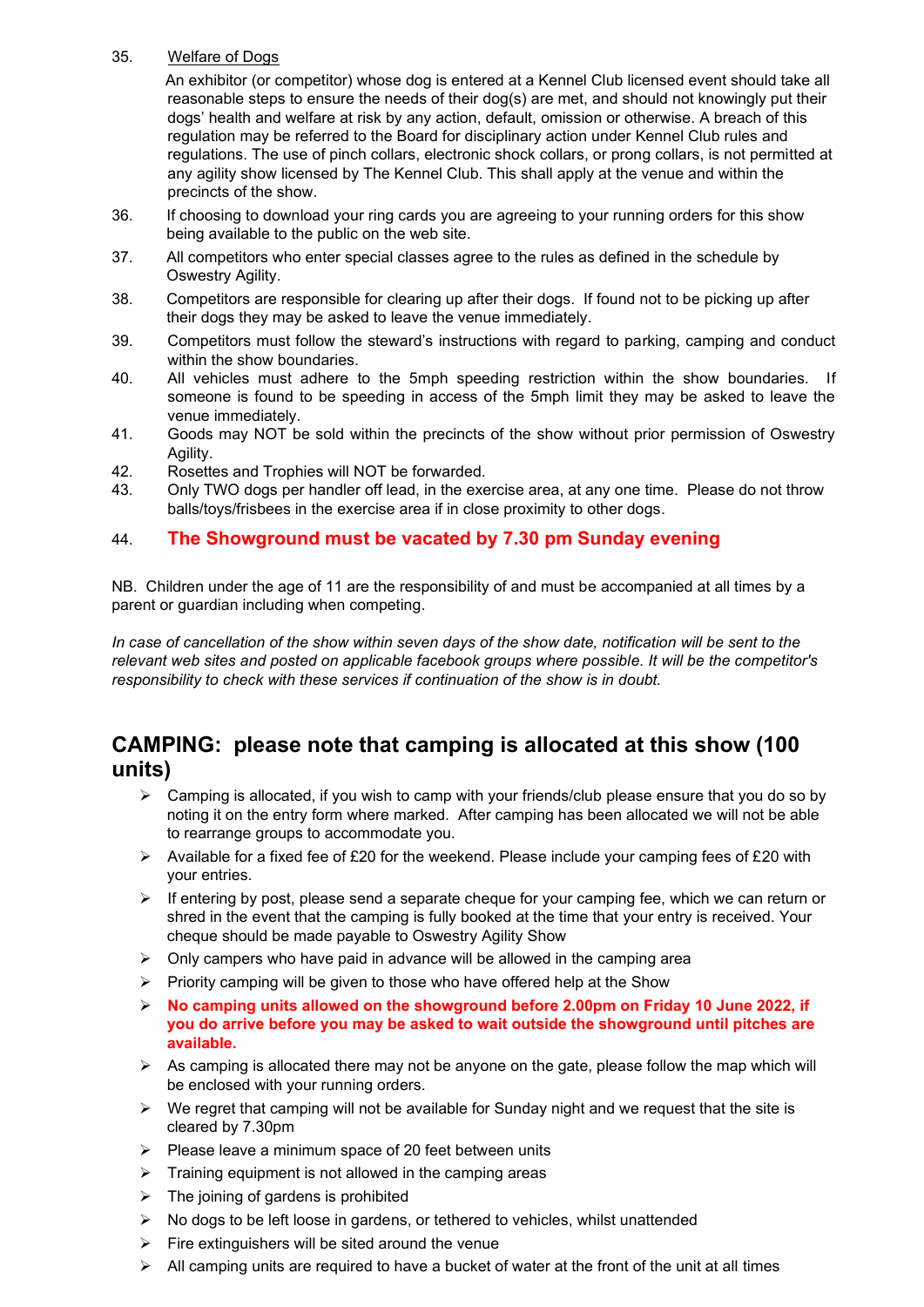35. Welfare of Dogs

An exhibitor (or competitor) whose dog is entered at a Kennel Club licensed event should take all reasonable steps to ensure the needs of their dog(s) are met, and should not knowingly put their dogs' health and welfare at risk by any action, default, omission or otherwise. A breach of this regulation may be referred to the Board for disciplinary action under Kennel Club rules and regulations. The use of pinch collars, electronic shock collars, or prong collars, is not permitted at any agility show licensed by The Kennel Club. This shall apply at the venue and within the precincts of the show.

36. If choosing to download your ring cards you are agreeing to your running orders for this show being available to the public on the web site.

37. All competitors who enter special classes agree to the rules as defined in the schedule by Oswestry Agility.

38. Competitors are responsible for clearing up after their dogs. If found not to be picking up after their dogs they may be asked to leave the venue immediately.

39. Competitors must follow the steward's instructions with regard to parking, camping and conduct within the show boundaries.

40. All vehicles must adhere to the 5mph speeding restriction within the show boundaries. If someone is found to be speeding in access of the 5mph limit they may be asked to leave the venue immediately.

41. Goods may NOT be sold within the precincts of the show without prior permission of Oswestry Agility.

42. Rosettes and Trophies will NOT be forwarded.

43. Only TWO dogs per handler off lead, in the exercise area, at any one time. Please do not throw balls/toys/frisbees in the exercise area if in close proximity to other dogs.

44. **The Showground must be vacated by 7.30 pm Sunday evening**

NB. Children under the age of 11 are the responsibility of and must be accompanied at all times by a parent or guardian including when competing.

*In case of cancellation of the show within seven days of the show date, notification will be sent to the relevant web sites and posted on applicable facebook groups where possible. It will be the competitor's responsibility to check with these services if continuation of the show is in doubt.*

## CAMPING: please note that camping is allocated at this show (100 units)

- Camping is allocated, if you wish to camp with your friends/club please ensure that you do so by noting it on the entry form where marked. After camping has been allocated we will not be able to rearrange groups to accommodate you.
- Available for a fixed fee of £20 for the weekend. Please include your camping fees of £20 with your entries.
- If entering by post, please send a separate cheque for your camping fee, which we can return or shred in the event that the camping is fully booked at the time that your entry is received. Your cheque should be made payable to Oswestry Agility Show
- Only campers who have paid in advance will be allowed in the camping area
- Priority camping will be given to those who have offered help at the Show
- **No camping units allowed on the showground before 2.00pm on Friday 10 June 2022, if you do arrive before you may be asked to wait outside the showground until pitches are available.**
- As camping is allocated there may not be anyone on the gate, please follow the map which will be enclosed with your running orders.
- We regret that camping will not be available for Sunday night and we request that the site is cleared by 7.30pm
- Please leave a minimum space of 20 feet between units
- Training equipment is not allowed in the camping areas
- The joining of gardens is prohibited
- No dogs to be left loose in gardens, or tethered to vehicles, whilst unattended
- Fire extinguishers will be sited around the venue
- All camping units are required to have a bucket of water at the front of the unit at all times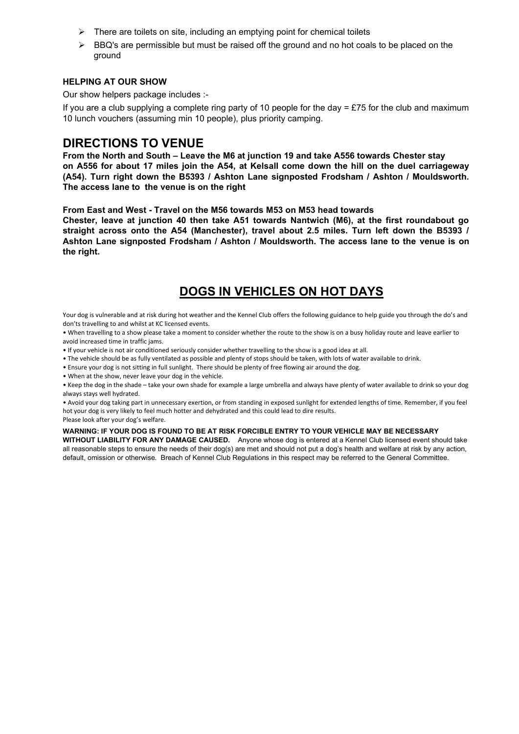- There are toilets on site, including an emptying point for chemical toilets
- BBQ's are permissible but must be raised off the ground and no hot coals to be placed on the ground

**HELPING AT OUR SHOW**

Our show helpers package includes :-

If you are a club supplying a complete ring party of 10 people for the day = £75 for the club and maximum 10 lunch vouchers (assuming min 10 people), plus priority camping.

## DIRECTIONS TO VENUE

**From the North and South – Leave the M6 at junction 19 and take A556 towards Chester stay on A556 for about 17 miles join the A54, at Kelsall come down the hill on the duel carriageway (A54). Turn right down the B5393 / Ashton Lane signposted Frodsham / Ashton / Mouldsworth. The access lane to the venue is on the right**

**From East and West - Travel on the M56 towards M53 on M53 head towards Chester, leave at junction 40 then take A51 towards Nantwich (M6), at the first roundabout go straight across onto the A54 (Manchester), travel about 2.5 miles. Turn left down the B5393 / Ashton Lane signposted Frodsham / Ashton / Mouldsworth. The access lane to the venue is on the right.**

## DOGS IN VEHICLES ON HOT DAYS

Your dog is vulnerable and at risk during hot weather and the Kennel Club offers the following guidance to help guide you through the do's and don'ts travelling to and whilst at KC licensed events.

- When travelling to a show please take a moment to consider whether the route to the show is on a busy holiday route and leave earlier to avoid increased time in traffic jams.
- If your vehicle is not air conditioned seriously consider whether travelling to the show is a good idea at all.
- The vehicle should be as fully ventilated as possible and plenty of stops should be taken, with lots of water available to drink.
- Ensure your dog is not sitting in full sunlight. There should be plenty of free flowing air around the dog.
- When at the show, never leave your dog in the vehicle.
- Keep the dog in the shade – take your own shade for example a large umbrella and always have plenty of water available to drink so your dog always stays well hydrated.
- Avoid your dog taking part in unnecessary exertion, or from standing in exposed sunlight for extended lengths of time. Remember, if you feel hot your dog is very likely to feel much hotter and dehydrated and this could lead to dire results.

Please look after your dog's welfare.

**WARNING: IF YOUR DOG IS FOUND TO BE AT RISK FORCIBLE ENTRY TO YOUR VEHICLE MAY BE NECESSARY WITHOUT LIABILITY FOR ANY DAMAGE CAUSED.** Anyone whose dog is entered at a Kennel Club licensed event should take all reasonable steps to ensure the needs of their dog(s) are met and should not put a dog's health and welfare at risk by any action, default, omission or otherwise. Breach of Kennel Club Regulations in this respect may be referred to the General Committee.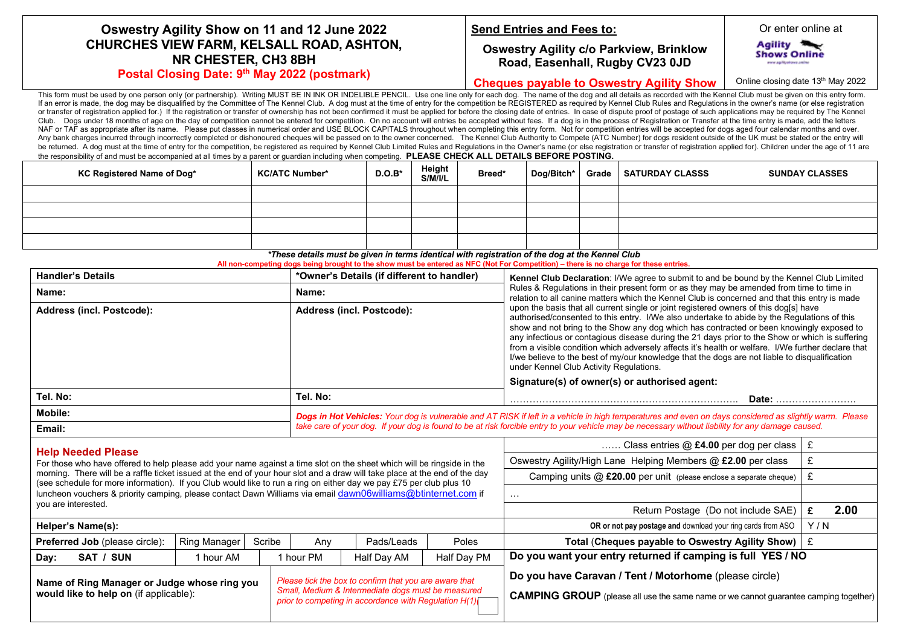**Oswestry Agility Show on 11 and 12 June 2022**
**CHURCHES VIEW FARM, KELSALL ROAD, ASHTON, NR CHESTER, CH3 8BH**
**Postal Closing Date: 9th May 2022 (postmark)**

**Send Entries and Fees to:**

**Oswestry Agility c/o Parkview, Brinklow Road, Easenhall, Rugby CV23 0JD**

**Cheques payable to Oswestry Agility Show**

Or enter online at Agility Shows Online

Online closing date 13th May 2022

This form must be used by one person only (or partnership). Writing MUST BE IN INK OR INDELIBLE PENCIL. Use one line only for each dog. The name of the dog and all details as recorded with the Kennel Club must be given on this entry form. If an error is made, the dog may be disqualified by the Committee of The Kennel Club. A dog must at the time of entry for the competition be REGISTERED as required by Kennel Club Rules and Regulations in the owner's name (or else registration or transfer of registration applied for.) If the registration or transfer of ownership has not been confirmed it must be applied for before the closing date of entries. In case of dispute proof of postage of such applications may be required by The Kennel Club. Dogs under 18 months of age on the day of competition cannot be entered for competition. On no account will entries be accepted without fees. If a dog is in the process of Registration or Transfer at the time the entry is made, add the letters NAF or TAF as appropriate after its name. Please put classes in numerical order and USE BLOCK CAPITALS throughout when completing this entry form. Not for competition entries will be accepted for dogs aged four calendar months and over. Any bank charges incurred through incorrectly completed or dishonoured cheques will be passed on to the owner concerned. The Kennel Club Authority to Compete (ATC Number) for dogs resident outside of the UK must be stated or the entry will be returned. A dog must at the time of entry for the competition, be registered as required by Kennel Club Limited Rules and Regulations in the Owner's name (or else registration or transfer of registration applied for). Children under the age of 11 are the responsibility of and must be accompanied at all times by a parent or guardian including when competing. **PLEASE CHECK ALL DETAILS BEFORE POSTING.**

| KC Registered Name of Dog* | KC/ATC Number* | D.O.B* | Height S/M/I/L | Breed* | Dog/Bitch* | Grade | SATURDAY CLASSS | SUNDAY CLASSES |
|---|---|---|---|---|---|---|---|---|
| | | | | | | | | |
| | | | | | | | | |
| | | | | | | | | |
| | | | | | | | | |

***These details must be given in terms identical with registration of the dog at the Kennel Club**

**All non-competing dogs being brought to the show must be entered as NFC (Not For Competition) – there is no charge for these entries.**

| Handler's Details | *Owner's Details (if different to handler) |
|---|---|
| Name: | Name: |
| Address (incl. Postcode): | Address (incl. Postcode): |
| Tel. No: | Tel. No: |
| Mobile: | |
| Email: | |

**Kennel Club Declaration**: I/We agree to submit to and be bound by the Kennel Club Limited Rules & Regulations in their present form or as they may be amended from time to time in relation to all canine matters which the Kennel Club is concerned and that this entry is made upon the basis that all current single or joint registered owners of this dog[s] have authorised/consented to this entry. I/We also undertake to abide by the Regulations of this show and not bring to the Show any dog which has contracted or been knowingly exposed to any infectious or contagious disease during the 21 days prior to the Show or which is suffering from a visible condition which adversely affects it's health or welfare. I/We further declare that I/we believe to the best of my/our knowledge that the dogs are not liable to disqualification under Kennel Club Activity Regulations.

**Signature(s) of owner(s) or authorised agent:**

…………………………………………………………… **Date:** ……………………

***Dogs in Hot Vehicles:** Your dog is vulnerable and AT RISK if left in a vehicle in high temperatures and even on days considered as slightly warm. Please take care of your dog. If your dog is found to be at risk forcible entry to your vehicle may be necessary without liability for any damage caused.*

## Help Needed Please

For those who have offered to help please add your name against a time slot on the sheet which will be ringside in the morning. There will be a raffle ticket issued at the end of your hour slot and a draw will take place at the end of the day (see schedule for more information). If you Club would like to run a ring on either day we pay £75 per club plus 10 luncheon vouchers & priority camping, please contact Dawn Williams via email dawn06williams@btinternet.com if you are interested.

| | |
|---|---|
| …… Class entries @ **£4.00** per dog per class | £ |
| Oswestry Agility/High Lane Helping Members @ **£2.00** per class | £ |
| Camping units @ **£20.00** per unit (please enclose a separate cheque) | £ |
| … | |
| Return Postage (Do not include SAE) | **£ 2.00** |
| **OR or not pay postage and** download your ring cards from ASO | Y / N |
| **Total (Cheques payable to Oswestry Agility Show)** | £ |

| **Helper's Name(s):** | | | | | |
|---|---|---|---|---|---|
| **Preferred Job** (please circle): | Ring Manager | Scribe | Any | Pads/Leads | Poles |
| **Day: SAT / SUN** | 1 hour AM | 1 hour PM | Half Day AM | Half Day PM | |
| **Name of Ring Manager or Judge whose ring you would like to help on** (if applicable): | | *Please tick the box to confirm that you are aware that Small, Medium & Intermediate dogs must be measured prior to competing in accordance with Regulation H(1)* ☐ | | | |

**Do you want your entry returned if camping is full YES / NO**

**Do you have Caravan / Tent / Motorhome** (please circle)

**CAMPING GROUP** (please all use the same name or we cannot guarantee camping together)